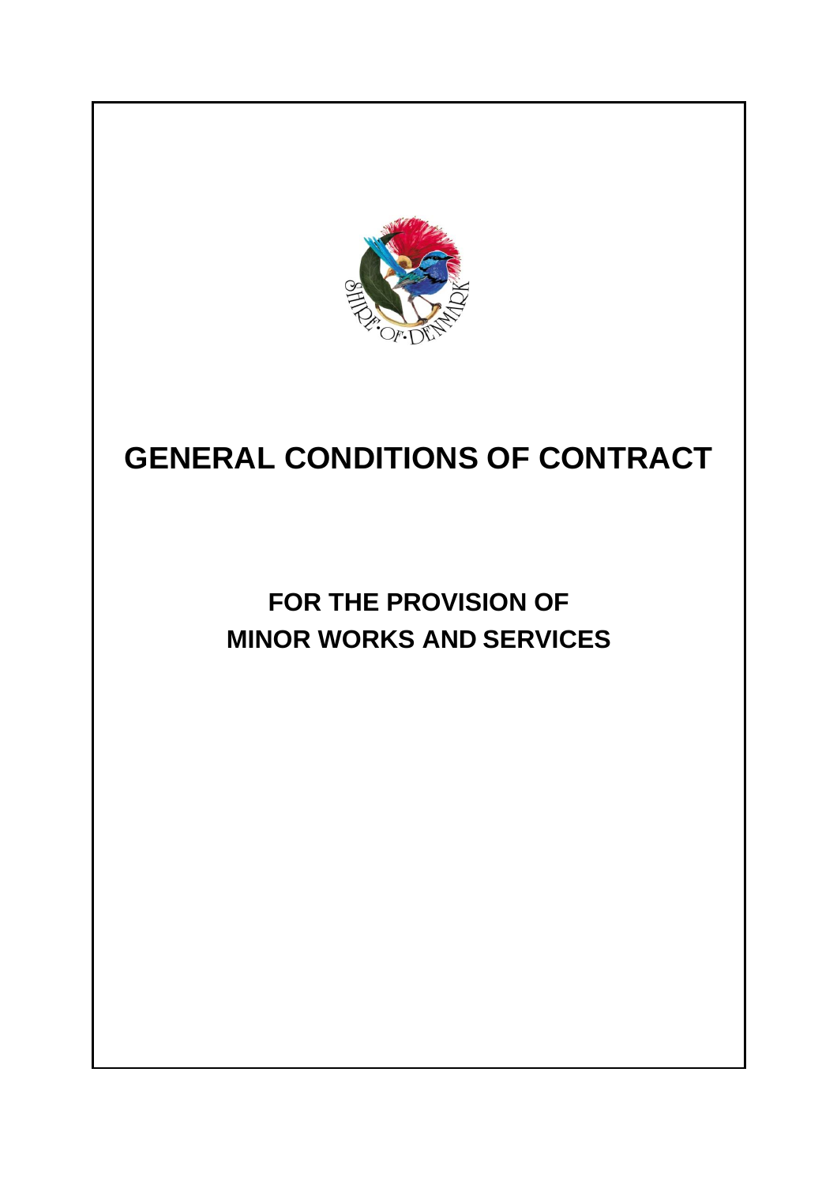# GENERAL CONDITIONS OF CONTRACT

## FOR THE PROVISION OF MINOR WORKS AND SERVICES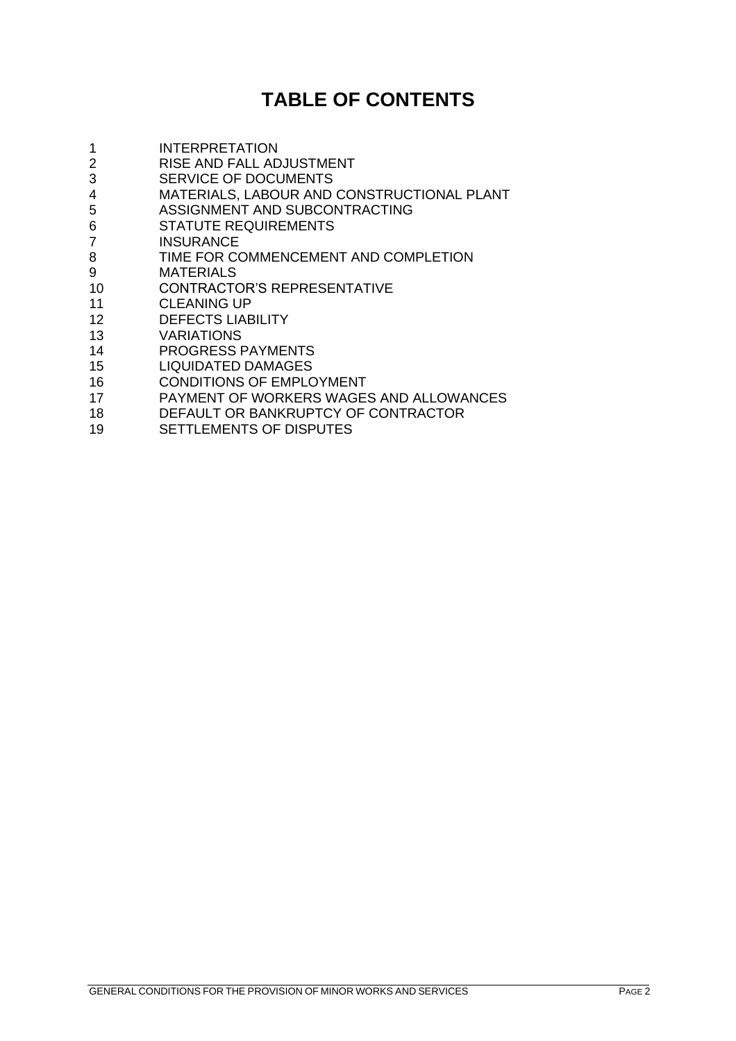# TABLE OF CONTENTS

1 INTERPRETATION
2 RISE AND FALL ADJUSTMENT
3 SERVICE OF DOCUMENTS
4 MATERIALS, LABOUR AND CONSTRUCTIONAL PLANT
5 ASSIGNMENT AND SUBCONTRACTING
6 STATUTE REQUIREMENTS
7 INSURANCE
8 TIME FOR COMMENCEMENT AND COMPLETION
9 MATERIALS
10 CONTRACTOR'S REPRESENTATIVE
11 CLEANING UP
12 DEFECTS LIABILITY
13 VARIATIONS
14 PROGRESS PAYMENTS
15 LIQUIDATED DAMAGES
16 CONDITIONS OF EMPLOYMENT
17 PAYMENT OF WORKERS WAGES AND ALLOWANCES
18 DEFAULT OR BANKRUPTCY OF CONTRACTOR
19 SETTLEMENTS OF DISPUTES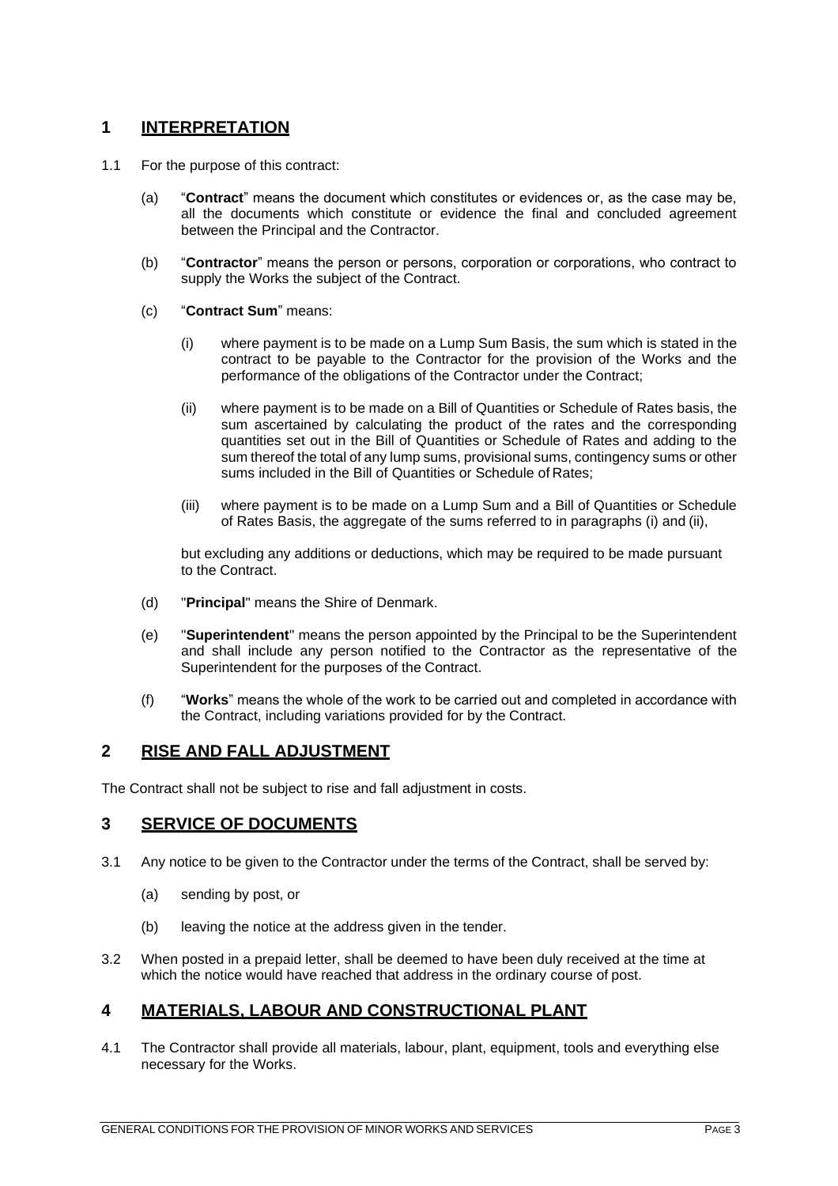## 1 INTERPRETATION

1.1 For the purpose of this contract:

(a) "**Contract**" means the document which constitutes or evidences or, as the case may be, all the documents which constitute or evidence the final and concluded agreement between the Principal and the Contractor.

(b) "**Contractor**" means the person or persons, corporation or corporations, who contract to supply the Works the subject of the Contract.

(c) "**Contract Sum**" means:

(i) where payment is to be made on a Lump Sum Basis, the sum which is stated in the contract to be payable to the Contractor for the provision of the Works and the performance of the obligations of the Contractor under the Contract;

(ii) where payment is to be made on a Bill of Quantities or Schedule of Rates basis, the sum ascertained by calculating the product of the rates and the corresponding quantities set out in the Bill of Quantities or Schedule of Rates and adding to the sum thereof the total of any lump sums, provisional sums, contingency sums or other sums included in the Bill of Quantities or Schedule of Rates;

(iii) where payment is to be made on a Lump Sum and a Bill of Quantities or Schedule of Rates Basis, the aggregate of the sums referred to in paragraphs (i) and (ii),

but excluding any additions or deductions, which may be required to be made pursuant to the Contract.

(d) "**Principal**" means the Shire of Denmark.

(e) "**Superintendent**" means the person appointed by the Principal to be the Superintendent and shall include any person notified to the Contractor as the representative of the Superintendent for the purposes of the Contract.

(f) "**Works**" means the whole of the work to be carried out and completed in accordance with the Contract, including variations provided for by the Contract.

## 2 RISE AND FALL ADJUSTMENT

The Contract shall not be subject to rise and fall adjustment in costs.

## 3 SERVICE OF DOCUMENTS

3.1 Any notice to be given to the Contractor under the terms of the Contract, shall be served by:

(a) sending by post, or

(b) leaving the notice at the address given in the tender.

3.2 When posted in a prepaid letter, shall be deemed to have been duly received at the time at which the notice would have reached that address in the ordinary course of post.

## 4 MATERIALS, LABOUR AND CONSTRUCTIONAL PLANT

4.1 The Contractor shall provide all materials, labour, plant, equipment, tools and everything else necessary for the Works.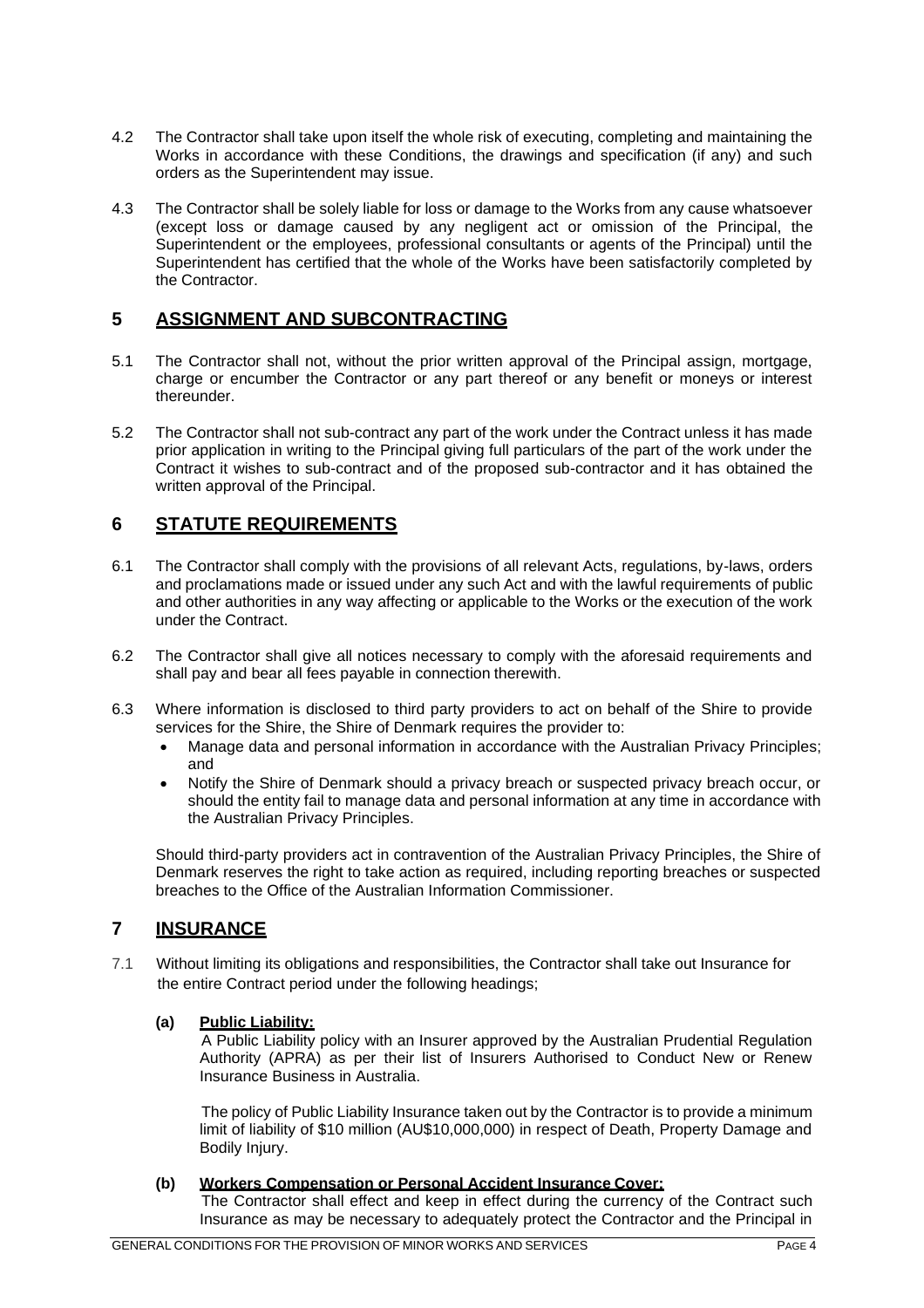4.2 The Contractor shall take upon itself the whole risk of executing, completing and maintaining the Works in accordance with these Conditions, the drawings and specification (if any) and such orders as the Superintendent may issue.

4.3 The Contractor shall be solely liable for loss or damage to the Works from any cause whatsoever (except loss or damage caused by any negligent act or omission of the Principal, the Superintendent or the employees, professional consultants or agents of the Principal) until the Superintendent has certified that the whole of the Works have been satisfactorily completed by the Contractor.

## 5 ASSIGNMENT AND SUBCONTRACTING

5.1 The Contractor shall not, without the prior written approval of the Principal assign, mortgage, charge or encumber the Contractor or any part thereof or any benefit or moneys or interest thereunder.

5.2 The Contractor shall not sub-contract any part of the work under the Contract unless it has made prior application in writing to the Principal giving full particulars of the part of the work under the Contract it wishes to sub-contract and of the proposed sub-contractor and it has obtained the written approval of the Principal.

## 6 STATUTE REQUIREMENTS

6.1 The Contractor shall comply with the provisions of all relevant Acts, regulations, by-laws, orders and proclamations made or issued under any such Act and with the lawful requirements of public and other authorities in any way affecting or applicable to the Works or the execution of the work under the Contract.

6.2 The Contractor shall give all notices necessary to comply with the aforesaid requirements and shall pay and bear all fees payable in connection therewith.

6.3 Where information is disclosed to third party providers to act on behalf of the Shire to provide services for the Shire, the Shire of Denmark requires the provider to:

- Manage data and personal information in accordance with the Australian Privacy Principles; and
- Notify the Shire of Denmark should a privacy breach or suspected privacy breach occur, or should the entity fail to manage data and personal information at any time in accordance with the Australian Privacy Principles.

Should third-party providers act in contravention of the Australian Privacy Principles, the Shire of Denmark reserves the right to take action as required, including reporting breaches or suspected breaches to the Office of the Australian Information Commissioner.

## 7 INSURANCE

7.1 Without limiting its obligations and responsibilities, the Contractor shall take out Insurance for the entire Contract period under the following headings;

**(a) Public Liability:**

A Public Liability policy with an Insurer approved by the Australian Prudential Regulation Authority (APRA) as per their list of Insurers Authorised to Conduct New or Renew Insurance Business in Australia.

The policy of Public Liability Insurance taken out by the Contractor is to provide a minimum limit of liability of $10 million (AU$10,000,000) in respect of Death, Property Damage and Bodily Injury.

**(b) Workers Compensation or Personal Accident Insurance Cover:**

The Contractor shall effect and keep in effect during the currency of the Contract such Insurance as may be necessary to adequately protect the Contractor and the Principal in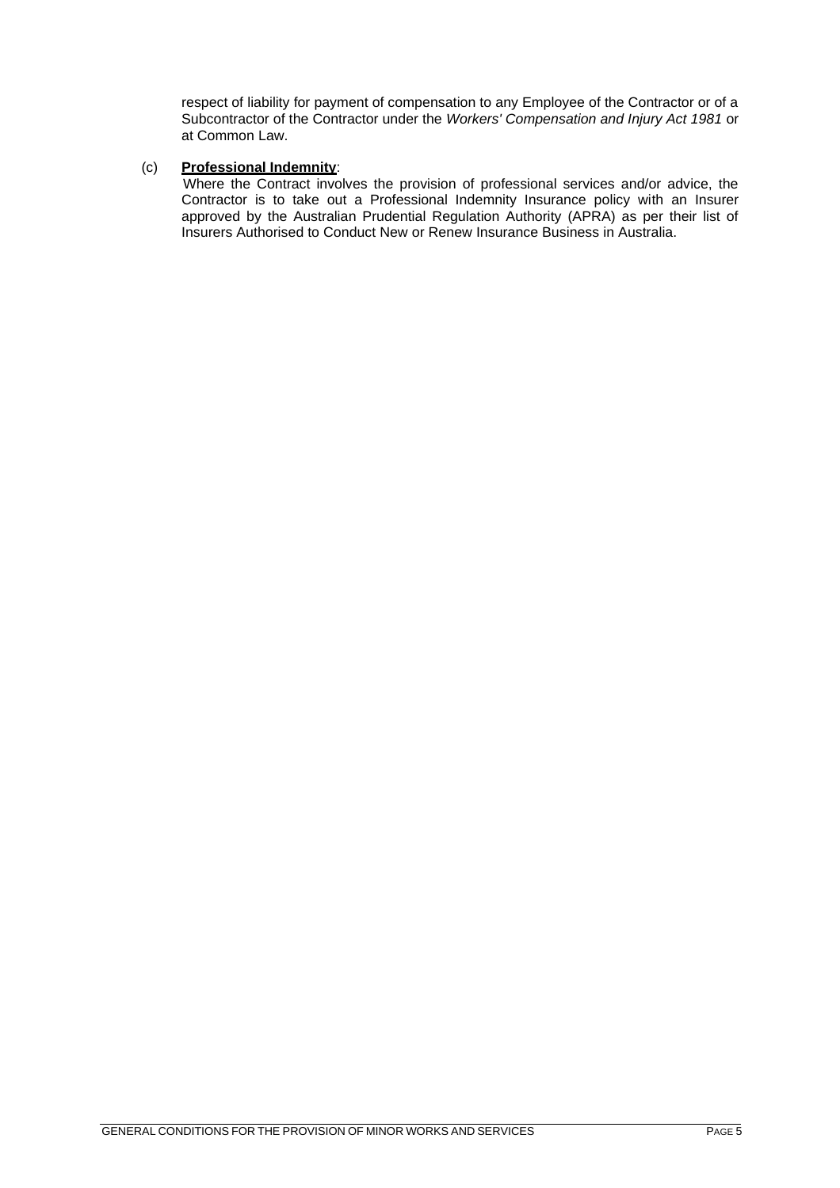respect of liability for payment of compensation to any Employee of the Contractor or of a Subcontractor of the Contractor under the *Workers' Compensation and Injury Act 1981* or at Common Law.

(c) **Professional Indemnity**:
Where the Contract involves the provision of professional services and/or advice, the Contractor is to take out a Professional Indemnity Insurance policy with an Insurer approved by the Australian Prudential Regulation Authority (APRA) as per their list of Insurers Authorised to Conduct New or Renew Insurance Business in Australia.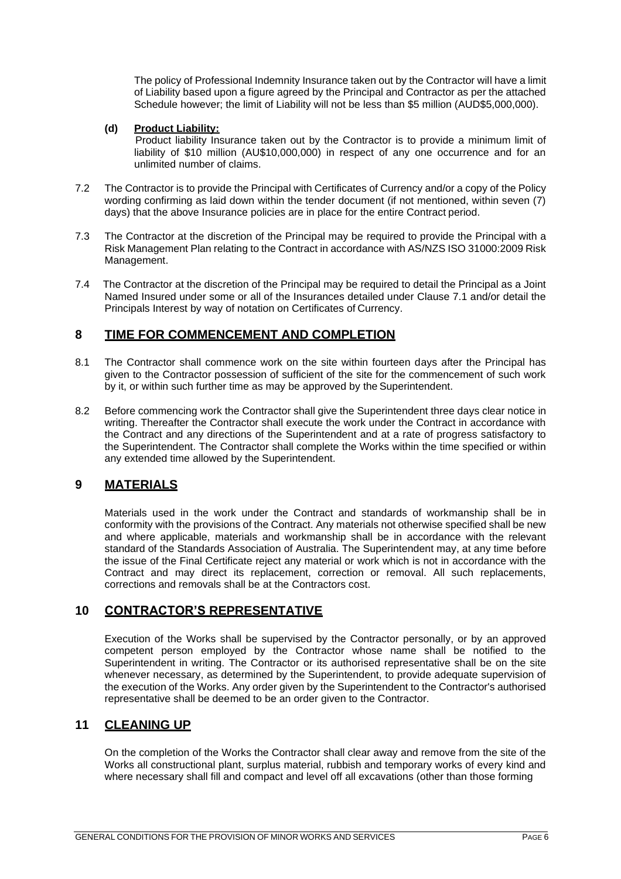The policy of Professional Indemnity Insurance taken out by the Contractor will have a limit of Liability based upon a figure agreed by the Principal and Contractor as per the attached Schedule however; the limit of Liability will not be less than $5 million (AUD$5,000,000).

**(d) Product Liability:**

Product liability Insurance taken out by the Contractor is to provide a minimum limit of liability of $10 million (AU$10,000,000) in respect of any one occurrence and for an unlimited number of claims.

7.2 The Contractor is to provide the Principal with Certificates of Currency and/or a copy of the Policy wording confirming as laid down within the tender document (if not mentioned, within seven (7) days) that the above Insurance policies are in place for the entire Contract period.

7.3 The Contractor at the discretion of the Principal may be required to provide the Principal with a Risk Management Plan relating to the Contract in accordance with AS/NZS ISO 31000:2009 Risk Management.

7.4 The Contractor at the discretion of the Principal may be required to detail the Principal as a Joint Named Insured under some or all of the Insurances detailed under Clause 7.1 and/or detail the Principals Interest by way of notation on Certificates of Currency.

## 8 TIME FOR COMMENCEMENT AND COMPLETION

8.1 The Contractor shall commence work on the site within fourteen days after the Principal has given to the Contractor possession of sufficient of the site for the commencement of such work by it, or within such further time as may be approved by the Superintendent.

8.2 Before commencing work the Contractor shall give the Superintendent three days clear notice in writing. Thereafter the Contractor shall execute the work under the Contract in accordance with the Contract and any directions of the Superintendent and at a rate of progress satisfactory to the Superintendent. The Contractor shall complete the Works within the time specified or within any extended time allowed by the Superintendent.

## 9 MATERIALS

Materials used in the work under the Contract and standards of workmanship shall be in conformity with the provisions of the Contract. Any materials not otherwise specified shall be new and where applicable, materials and workmanship shall be in accordance with the relevant standard of the Standards Association of Australia. The Superintendent may, at any time before the issue of the Final Certificate reject any material or work which is not in accordance with the Contract and may direct its replacement, correction or removal. All such replacements, corrections and removals shall be at the Contractors cost.

## 10 CONTRACTOR'S REPRESENTATIVE

Execution of the Works shall be supervised by the Contractor personally, or by an approved competent person employed by the Contractor whose name shall be notified to the Superintendent in writing. The Contractor or its authorised representative shall be on the site whenever necessary, as determined by the Superintendent, to provide adequate supervision of the execution of the Works. Any order given by the Superintendent to the Contractor's authorised representative shall be deemed to be an order given to the Contractor.

## 11 CLEANING UP

On the completion of the Works the Contractor shall clear away and remove from the site of the Works all constructional plant, surplus material, rubbish and temporary works of every kind and where necessary shall fill and compact and level off all excavations (other than those forming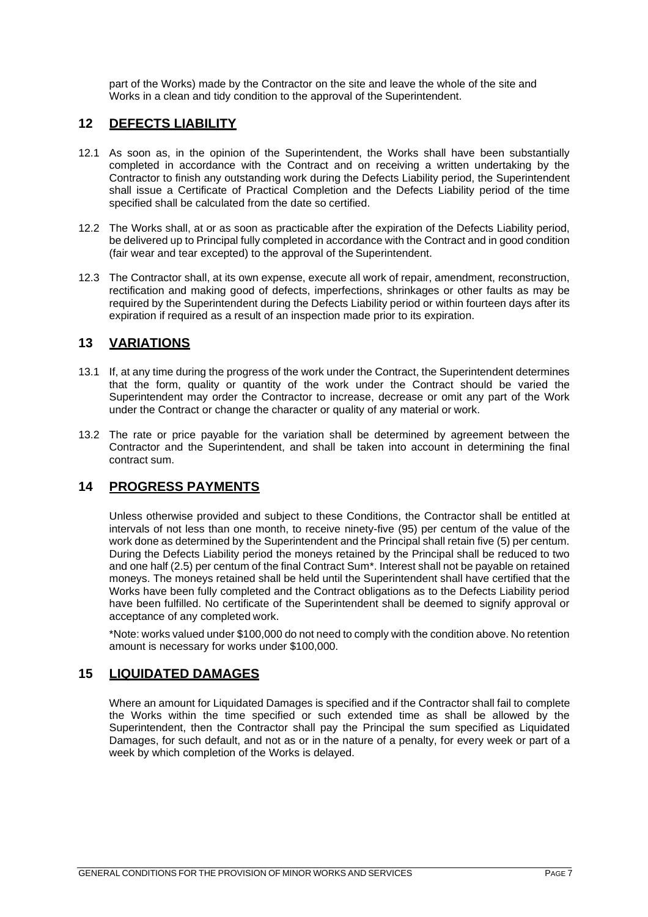part of the Works) made by the Contractor on the site and leave the whole of the site and Works in a clean and tidy condition to the approval of the Superintendent.

## 12 DEFECTS LIABILITY

12.1 As soon as, in the opinion of the Superintendent, the Works shall have been substantially completed in accordance with the Contract and on receiving a written undertaking by the Contractor to finish any outstanding work during the Defects Liability period, the Superintendent shall issue a Certificate of Practical Completion and the Defects Liability period of the time specified shall be calculated from the date so certified.

12.2 The Works shall, at or as soon as practicable after the expiration of the Defects Liability period, be delivered up to Principal fully completed in accordance with the Contract and in good condition (fair wear and tear excepted) to the approval of the Superintendent.

12.3 The Contractor shall, at its own expense, execute all work of repair, amendment, reconstruction, rectification and making good of defects, imperfections, shrinkages or other faults as may be required by the Superintendent during the Defects Liability period or within fourteen days after its expiration if required as a result of an inspection made prior to its expiration.

## 13 VARIATIONS

13.1 If, at any time during the progress of the work under the Contract, the Superintendent determines that the form, quality or quantity of the work under the Contract should be varied the Superintendent may order the Contractor to increase, decrease or omit any part of the Work under the Contract or change the character or quality of any material or work.

13.2 The rate or price payable for the variation shall be determined by agreement between the Contractor and the Superintendent, and shall be taken into account in determining the final contract sum.

## 14 PROGRESS PAYMENTS

Unless otherwise provided and subject to these Conditions, the Contractor shall be entitled at intervals of not less than one month, to receive ninety-five (95) per centum of the value of the work done as determined by the Superintendent and the Principal shall retain five (5) per centum. During the Defects Liability period the moneys retained by the Principal shall be reduced to two and one half (2.5) per centum of the final Contract Sum*. Interest shall not be payable on retained moneys. The moneys retained shall be held until the Superintendent shall have certified that the Works have been fully completed and the Contract obligations as to the Defects Liability period have been fulfilled. No certificate of the Superintendent shall be deemed to signify approval or acceptance of any completed work.

*Note: works valued under $100,000 do not need to comply with the condition above. No retention amount is necessary for works under $100,000.

## 15 LIQUIDATED DAMAGES

Where an amount for Liquidated Damages is specified and if the Contractor shall fail to complete the Works within the time specified or such extended time as shall be allowed by the Superintendent, then the Contractor shall pay the Principal the sum specified as Liquidated Damages, for such default, and not as or in the nature of a penalty, for every week or part of a week by which completion of the Works is delayed.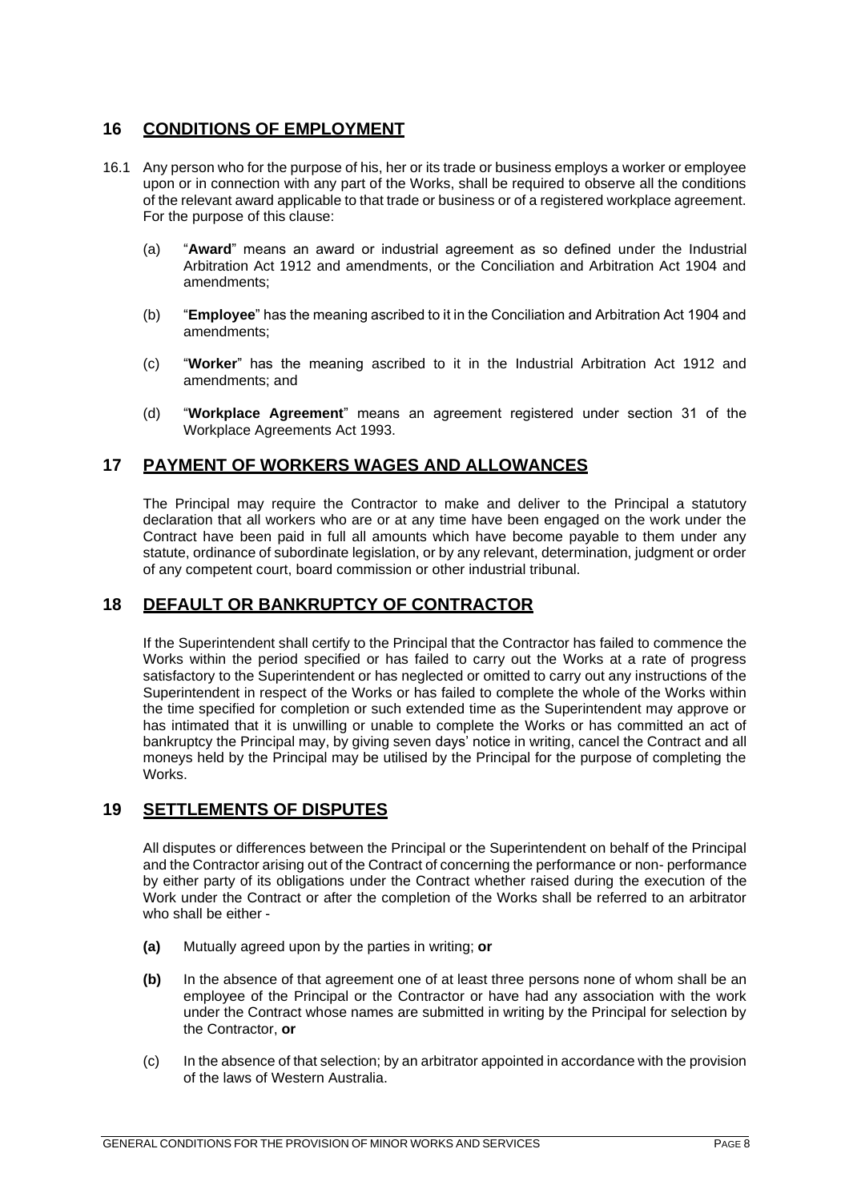## 16 CONDITIONS OF EMPLOYMENT

16.1 Any person who for the purpose of his, her or its trade or business employs a worker or employee upon or in connection with any part of the Works, shall be required to observe all the conditions of the relevant award applicable to that trade or business or of a registered workplace agreement. For the purpose of this clause:

(a) "**Award**" means an award or industrial agreement as so defined under the Industrial Arbitration Act 1912 and amendments, or the Conciliation and Arbitration Act 1904 and amendments;

(b) "**Employee**" has the meaning ascribed to it in the Conciliation and Arbitration Act 1904 and amendments;

(c) "**Worker**" has the meaning ascribed to it in the Industrial Arbitration Act 1912 and amendments; and

(d) "**Workplace Agreement**" means an agreement registered under section 31 of the Workplace Agreements Act 1993.

## 17 PAYMENT OF WORKERS WAGES AND ALLOWANCES

The Principal may require the Contractor to make and deliver to the Principal a statutory declaration that all workers who are or at any time have been engaged on the work under the Contract have been paid in full all amounts which have become payable to them under any statute, ordinance of subordinate legislation, or by any relevant, determination, judgment or order of any competent court, board commission or other industrial tribunal.

## 18 DEFAULT OR BANKRUPTCY OF CONTRACTOR

If the Superintendent shall certify to the Principal that the Contractor has failed to commence the Works within the period specified or has failed to carry out the Works at a rate of progress satisfactory to the Superintendent or has neglected or omitted to carry out any instructions of the Superintendent in respect of the Works or has failed to complete the whole of the Works within the time specified for completion or such extended time as the Superintendent may approve or has intimated that it is unwilling or unable to complete the Works or has committed an act of bankruptcy the Principal may, by giving seven days' notice in writing, cancel the Contract and all moneys held by the Principal may be utilised by the Principal for the purpose of completing the Works.

## 19 SETTLEMENTS OF DISPUTES

All disputes or differences between the Principal or the Superintendent on behalf of the Principal and the Contractor arising out of the Contract of concerning the performance or non- performance by either party of its obligations under the Contract whether raised during the execution of the Work under the Contract or after the completion of the Works shall be referred to an arbitrator who shall be either -

**(a)** Mutually agreed upon by the parties in writing; **or**

**(b)** In the absence of that agreement one of at least three persons none of whom shall be an employee of the Principal or the Contractor or have had any association with the work under the Contract whose names are submitted in writing by the Principal for selection by the Contractor, **or**

(c) In the absence of that selection; by an arbitrator appointed in accordance with the provision of the laws of Western Australia.